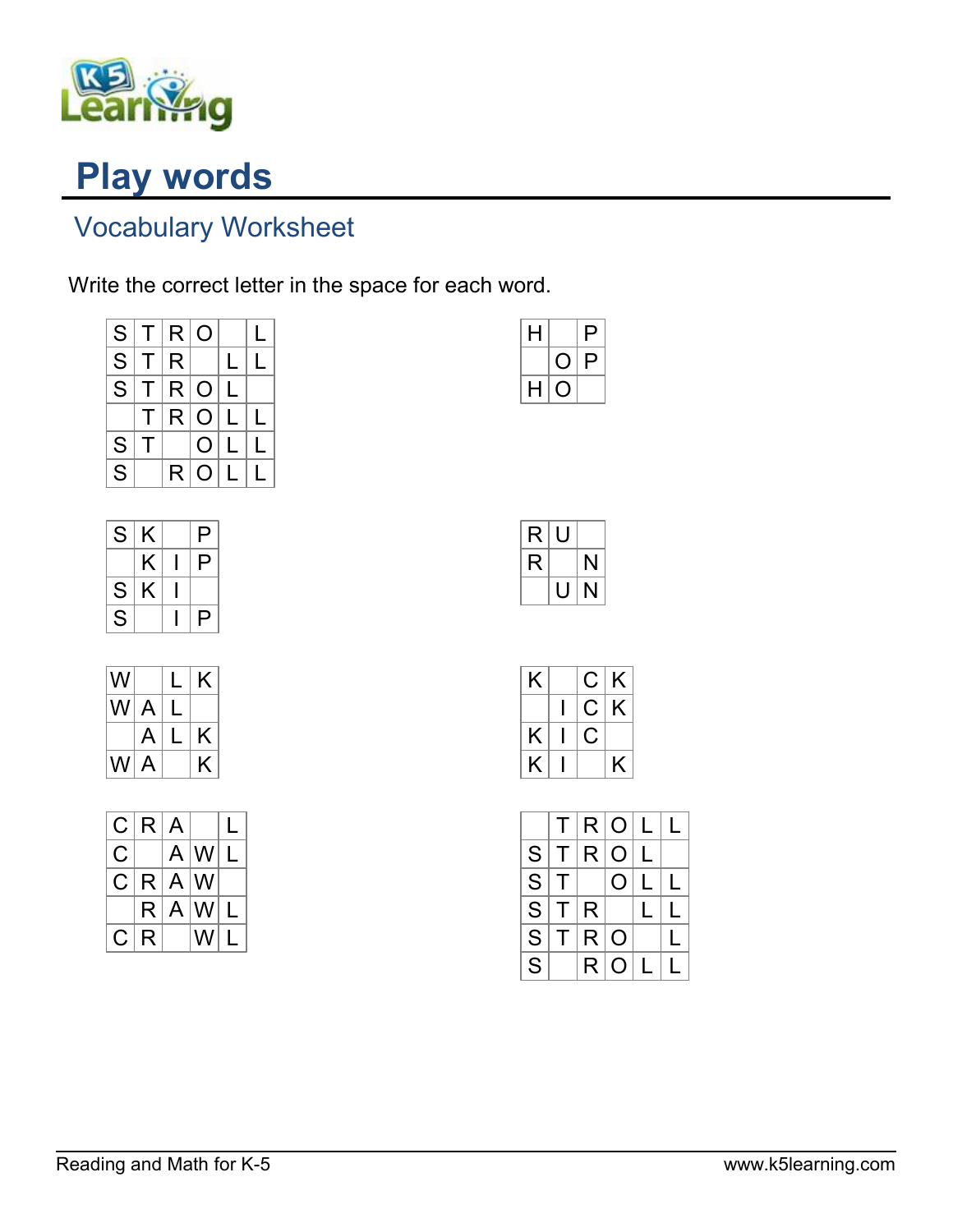# Play words

## Vocabulary Worksheet

Write the correct letter in the space for each word.

| S | T | R | O |   | L |
|---|---|---|---|---|---|
| S | T | R |   | L | L |
| S | T | R | O | L |   |
|   | T | R | O | L | L |
| S | T |   | O | L | L |
| S |   | R | O | L | L |

| H |   | P |
|---|---|---|
|   | O | P |
| H | O |   |

| S | K |   | P |
|---|---|---|---|
|   | K | I | P |
| S | K | I |   |
| S |   | I | P |

| R | U |   |
|---|---|---|
| R |   | N |
|   | U | N |

| W |   | L | K |
|---|---|---|---|
| W | A | L |   |
|   | A | L | K |
| W | A |   | K |

| K |   | C | K |
|---|---|---|---|
|   | I | C | K |
| K | I | C |   |
| K | I |   | K |

| C | R | A |   | L |
|---|---|---|---|---|
| C |   | A | W | L |
| C | R | A | W |   |
|   | R | A | W | L |
| C | R |   | W | L |

|   | T | R | O | L | L |
|---|---|---|---|---|---|
| S | T | R | O | L |   |
| S | T |   | O | L | L |
| S | T | R |   | L | L |
| S | T | R | O |   | L |
| S |   | R | O | L | L |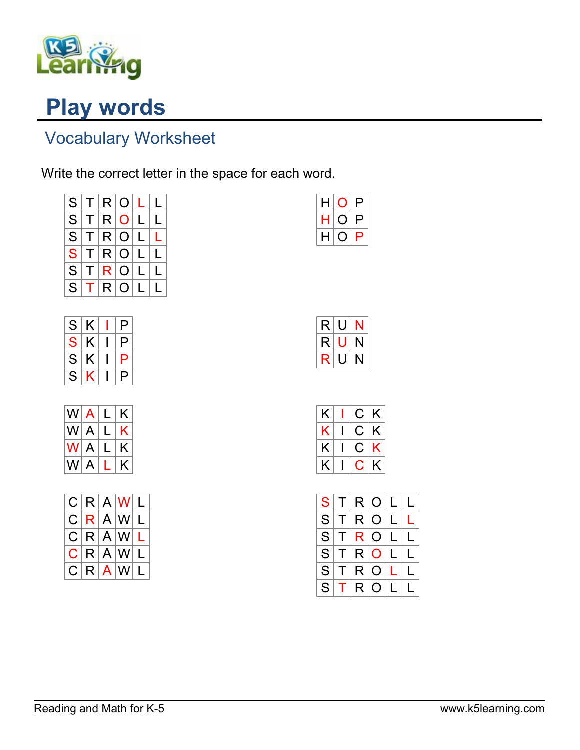# Play words

## Vocabulary Worksheet

Write the correct letter in the space for each word.

| | | | | | |
|---|---|---|---|---|---|
| S | T | R | O | L | L |
| S | T | R | O | L | L |
| S | T | R | O | L | L |
| S | T | R | O | L | L |
| S | T | R | O | L | L |
| S | T | R | O | L | L |

| | | |
|---|---|---|
| H | O | P |
| H | O | P |
| H | O | P |

| | | | |
|---|---|---|---|
| S | K | I | P |
| S | K | I | P |
| S | K | I | P |
| S | K | I | P |

| | | |
|---|---|---|
| R | U | N |
| R | U | N |
| R | U | N |

| | | | |
|---|---|---|---|
| W | A | L | K |
| W | A | L | K |
| W | A | L | K |
| W | A | L | K |

| | | | |
|---|---|---|---|
| K | I | C | K |
| K | I | C | K |
| K | I | C | K |
| K | I | C | K |

| | | | | |
|---|---|---|---|---|
| C | R | A | W | L |
| C | R | A | W | L |
| C | R | A | W | L |
| C | R | A | W | L |
| C | R | A | W | L |

| | | | | | |
|---|---|---|---|---|---|
| S | T | R | O | L | L |
| S | T | R | O | L | L |
| S | T | R | O | L | L |
| S | T | R | O | L | L |
| S | T | R | O | L | L |
| S | T | R | O | L | L |